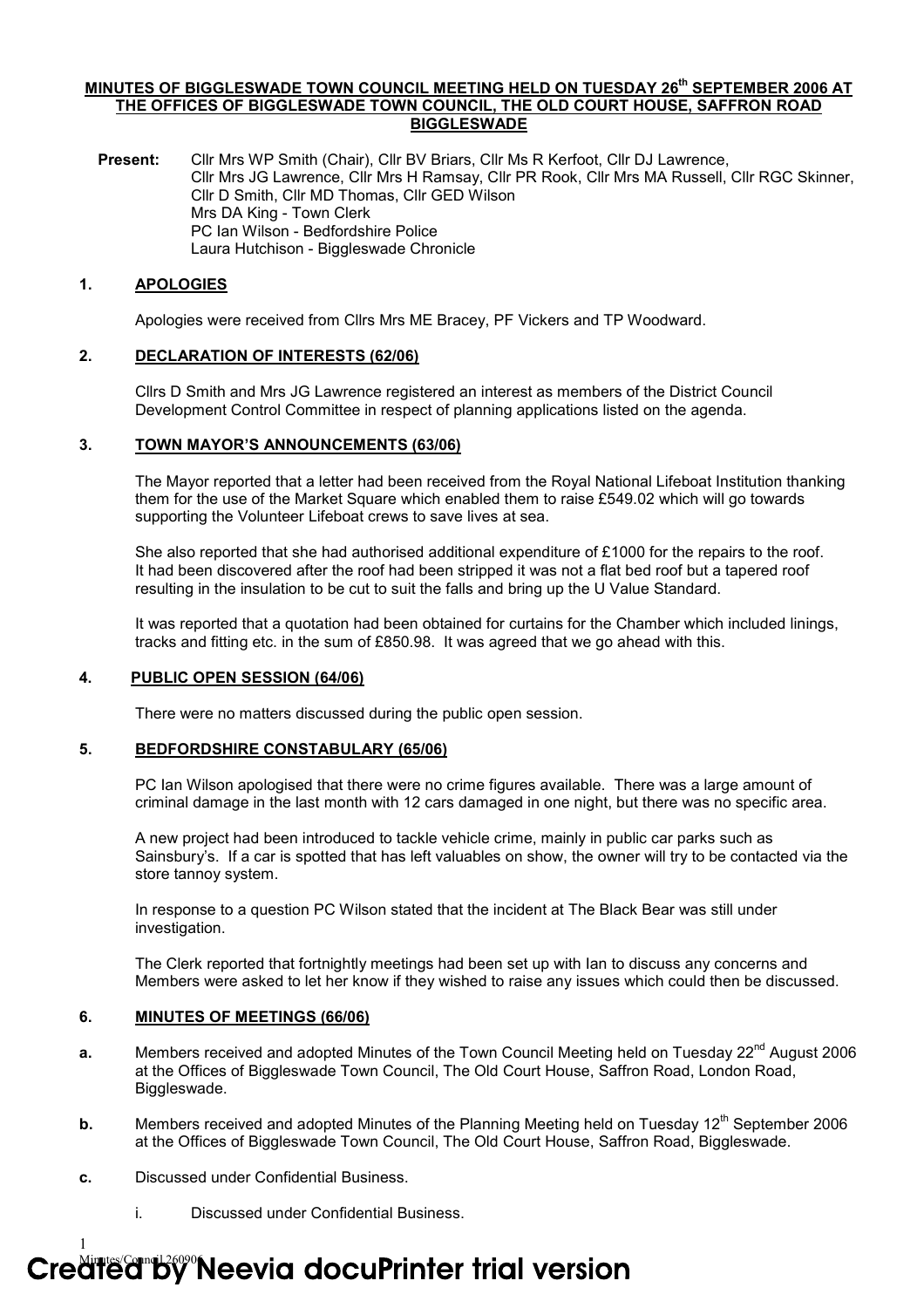**MINUTES OF BIGGLESWADE TOWN COUNCIL MEETING HELD ON TUESDAY 26th SEPTEMBER 2006 AT THE OFFICES OF BIGGLESWADE TOWN COUNCIL, THE OLD COURT HOUSE, SAFFRON ROAD BIGGLESWADE**

**Present:** Cllr Mrs WP Smith (Chair), Cllr BV Briars, Cllr Ms R Kerfoot, Cllr DJ Lawrence, Cllr Mrs JG Lawrence, Cllr Mrs H Ramsay, Cllr PR Rook, Cllr Mrs MA Russell, Cllr RGC Skinner, Cllr D Smith, Cllr MD Thomas, Cllr GED Wilson
Mrs DA King - Town Clerk
PC Ian Wilson - Bedfordshire Police
Laura Hutchison - Biggleswade Chronicle

## 1. APOLOGIES

Apologies were received from Cllrs Mrs ME Bracey, PF Vickers and TP Woodward.

## 2. DECLARATION OF INTERESTS (62/06)

Cllrs D Smith and Mrs JG Lawrence registered an interest as members of the District Council Development Control Committee in respect of planning applications listed on the agenda.

## 3. TOWN MAYOR'S ANNOUNCEMENTS (63/06)

The Mayor reported that a letter had been received from the Royal National Lifeboat Institution thanking them for the use of the Market Square which enabled them to raise £549.02 which will go towards supporting the Volunteer Lifeboat crews to save lives at sea.

She also reported that she had authorised additional expenditure of £1000 for the repairs to the roof. It had been discovered after the roof had been stripped it was not a flat bed roof but a tapered roof resulting in the insulation to be cut to suit the falls and bring up the U Value Standard.

It was reported that a quotation had been obtained for curtains for the Chamber which included linings, tracks and fitting etc. in the sum of £850.98. It was agreed that we go ahead with this.

## 4. PUBLIC OPEN SESSION (64/06)

There were no matters discussed during the public open session.

## 5. BEDFORDSHIRE CONSTABULARY (65/06)

PC Ian Wilson apologised that there were no crime figures available. There was a large amount of criminal damage in the last month with 12 cars damaged in one night, but there was no specific area.

A new project had been introduced to tackle vehicle crime, mainly in public car parks such as Sainsbury's. If a car is spotted that has left valuables on show, the owner will try to be contacted via the store tannoy system.

In response to a question PC Wilson stated that the incident at The Black Bear was still under investigation.

The Clerk reported that fortnightly meetings had been set up with Ian to discuss any concerns and Members were asked to let her know if they wished to raise any issues which could then be discussed.

## 6. MINUTES OF MEETINGS (66/06)

**a.** Members received and adopted Minutes of the Town Council Meeting held on Tuesday 22nd August 2006 at the Offices of Biggleswade Town Council, The Old Court House, Saffron Road, London Road, Biggleswade.

**b.** Members received and adopted Minutes of the Planning Meeting held on Tuesday 12th September 2006 at the Offices of Biggleswade Town Council, The Old Court House, Saffron Road, Biggleswade.

**c.** Discussed under Confidential Business.

i. Discussed under Confidential Business.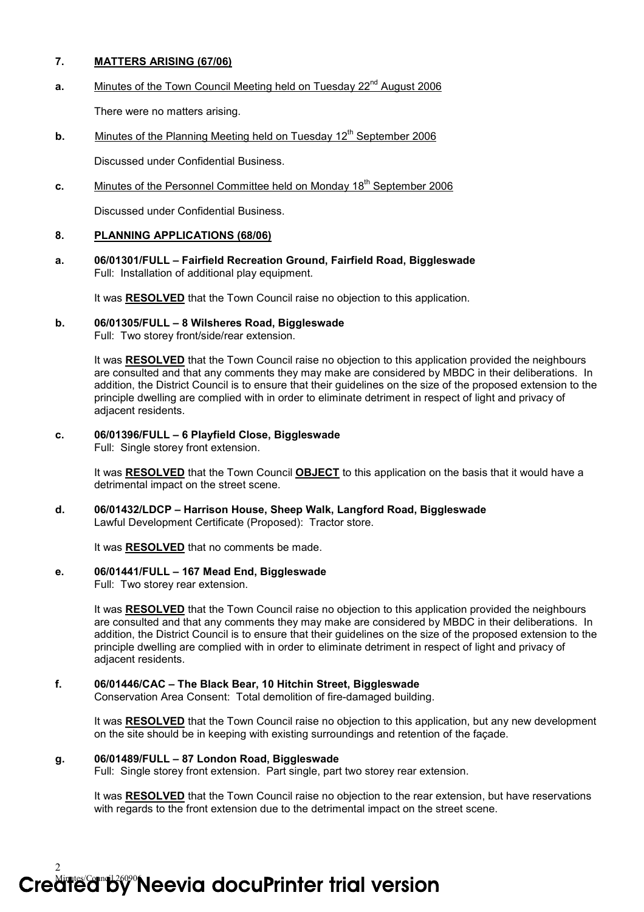## 7. MATTERS ARISING (67/06)

**a.** Minutes of the Town Council Meeting held on Tuesday 22nd August 2006

There were no matters arising.

**b.** Minutes of the Planning Meeting held on Tuesday 12th September 2006

Discussed under Confidential Business.

**c.** Minutes of the Personnel Committee held on Monday 18th September 2006

Discussed under Confidential Business.

## 8. PLANNING APPLICATIONS (68/06)

**a. 06/01301/FULL – Fairfield Recreation Ground, Fairfield Road, Biggleswade**
Full: Installation of additional play equipment.

It was **RESOLVED** that the Town Council raise no objection to this application.

**b. 06/01305/FULL – 8 Wilsheres Road, Biggleswade**
Full: Two storey front/side/rear extension.

It was **RESOLVED** that the Town Council raise no objection to this application provided the neighbours are consulted and that any comments they may make are considered by MBDC in their deliberations. In addition, the District Council is to ensure that their guidelines on the size of the proposed extension to the principle dwelling are complied with in order to eliminate detriment in respect of light and privacy of adjacent residents.

**c. 06/01396/FULL – 6 Playfield Close, Biggleswade**
Full: Single storey front extension.

It was **RESOLVED** that the Town Council **OBJECT** to this application on the basis that it would have a detrimental impact on the street scene.

**d. 06/01432/LDCP – Harrison House, Sheep Walk, Langford Road, Biggleswade**
Lawful Development Certificate (Proposed): Tractor store.

It was **RESOLVED** that no comments be made.

**e. 06/01441/FULL – 167 Mead End, Biggleswade**
Full: Two storey rear extension.

It was **RESOLVED** that the Town Council raise no objection to this application provided the neighbours are consulted and that any comments they may make are considered by MBDC in their deliberations. In addition, the District Council is to ensure that their guidelines on the size of the proposed extension to the principle dwelling are complied with in order to eliminate detriment in respect of light and privacy of adjacent residents.

**f. 06/01446/CAC – The Black Bear, 10 Hitchin Street, Biggleswade**
Conservation Area Consent: Total demolition of fire-damaged building.

It was **RESOLVED** that the Town Council raise no objection to this application, but any new development on the site should be in keeping with existing surroundings and retention of the façade.

**g. 06/01489/FULL – 87 London Road, Biggleswade**
Full: Single storey front extension. Part single, part two storey rear extension.

It was **RESOLVED** that the Town Council raise no objection to the rear extension, but have reservations with regards to the front extension due to the detrimental impact on the street scene.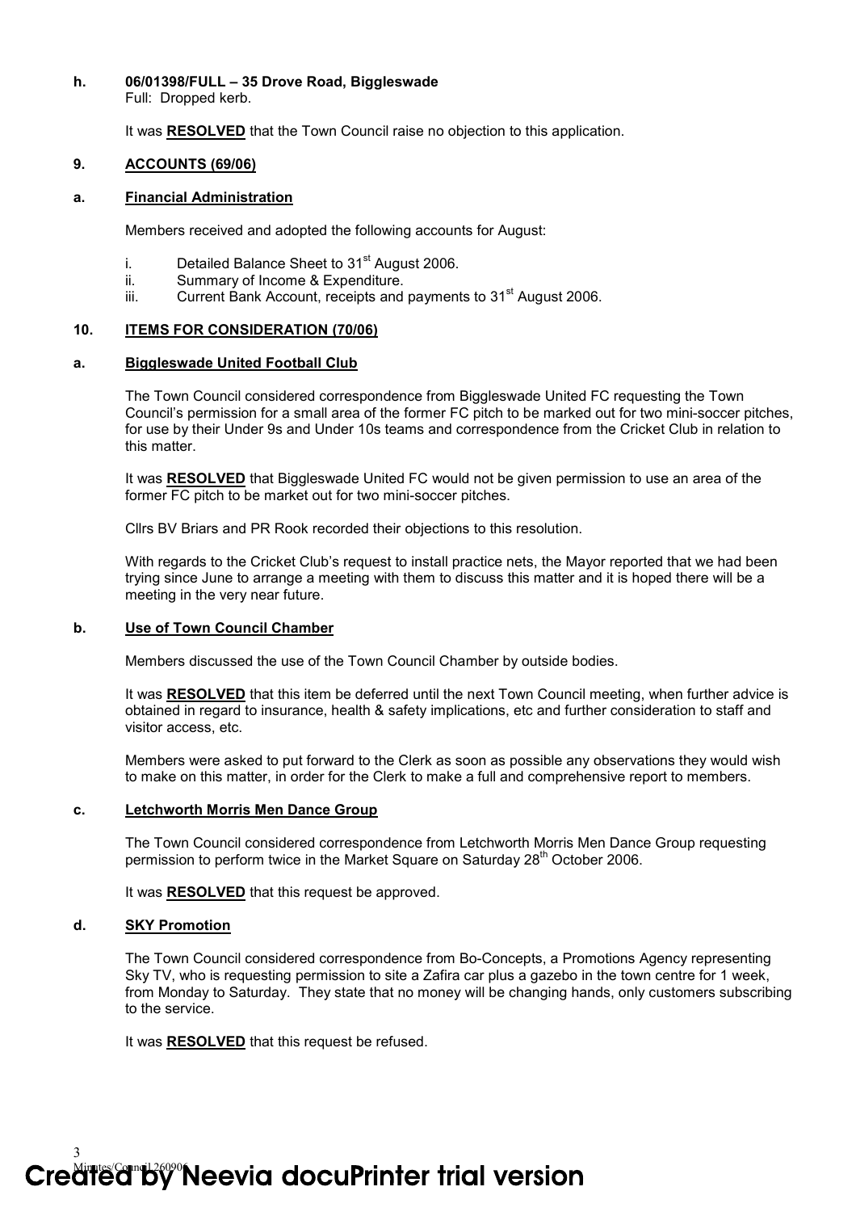**h. 06/01398/FULL – 35 Drove Road, Biggleswade**

Full: Dropped kerb.

It was **RESOLVED** that the Town Council raise no objection to this application.

## 9. ACCOUNTS (69/06)

### a. Financial Administration

Members received and adopted the following accounts for August:

i. Detailed Balance Sheet to 31st August 2006.
ii. Summary of Income & Expenditure.
iii. Current Bank Account, receipts and payments to 31st August 2006.

## 10. ITEMS FOR CONSIDERATION (70/06)

### a. Biggleswade United Football Club

The Town Council considered correspondence from Biggleswade United FC requesting the Town Council's permission for a small area of the former FC pitch to be marked out for two mini-soccer pitches, for use by their Under 9s and Under 10s teams and correspondence from the Cricket Club in relation to this matter.

It was **RESOLVED** that Biggleswade United FC would not be given permission to use an area of the former FC pitch to be market out for two mini-soccer pitches.

Cllrs BV Briars and PR Rook recorded their objections to this resolution.

With regards to the Cricket Club's request to install practice nets, the Mayor reported that we had been trying since June to arrange a meeting with them to discuss this matter and it is hoped there will be a meeting in the very near future.

### b. Use of Town Council Chamber

Members discussed the use of the Town Council Chamber by outside bodies.

It was **RESOLVED** that this item be deferred until the next Town Council meeting, when further advice is obtained in regard to insurance, health & safety implications, etc and further consideration to staff and visitor access, etc.

Members were asked to put forward to the Clerk as soon as possible any observations they would wish to make on this matter, in order for the Clerk to make a full and comprehensive report to members.

### c. Letchworth Morris Men Dance Group

The Town Council considered correspondence from Letchworth Morris Men Dance Group requesting permission to perform twice in the Market Square on Saturday 28th October 2006.

It was **RESOLVED** that this request be approved.

### d. SKY Promotion

The Town Council considered correspondence from Bo-Concepts, a Promotions Agency representing Sky TV, who is requesting permission to site a Zafira car plus a gazebo in the town centre for 1 week, from Monday to Saturday. They state that no money will be changing hands, only customers subscribing to the service.

It was **RESOLVED** that this request be refused.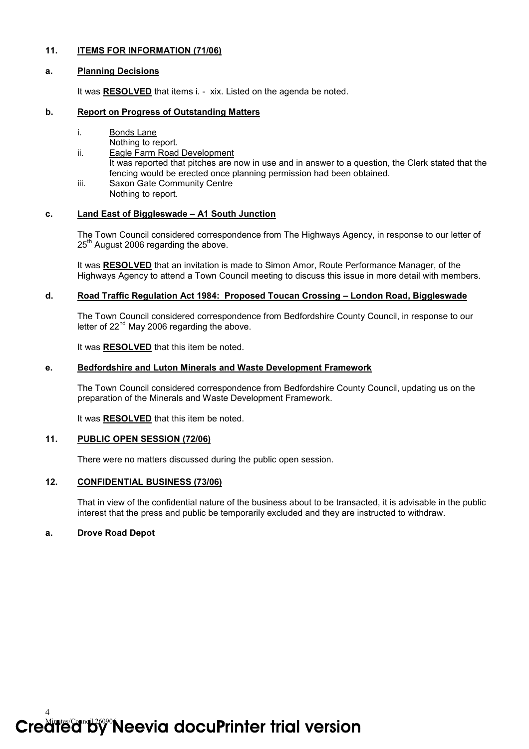## 11. ITEMS FOR INFORMATION (71/06)

### a. Planning Decisions

It was **RESOLVED** that items i. - xix. Listed on the agenda be noted.

### b. Report on Progress of Outstanding Matters

i. Bonds Lane
Nothing to report.

ii. Eagle Farm Road Development
It was reported that pitches are now in use and in answer to a question, the Clerk stated that the fencing would be erected once planning permission had been obtained.

iii. Saxon Gate Community Centre
Nothing to report.

### c. Land East of Biggleswade – A1 South Junction

The Town Council considered correspondence from The Highways Agency, in response to our letter of 25th August 2006 regarding the above.

It was **RESOLVED** that an invitation is made to Simon Amor, Route Performance Manager, of the Highways Agency to attend a Town Council meeting to discuss this issue in more detail with members.

### d. Road Traffic Regulation Act 1984: Proposed Toucan Crossing – London Road, Biggleswade

The Town Council considered correspondence from Bedfordshire County Council, in response to our letter of 22nd May 2006 regarding the above.

It was **RESOLVED** that this item be noted.

### e. Bedfordshire and Luton Minerals and Waste Development Framework

The Town Council considered correspondence from Bedfordshire County Council, updating us on the preparation of the Minerals and Waste Development Framework.

It was **RESOLVED** that this item be noted.

## 11. PUBLIC OPEN SESSION (72/06)

There were no matters discussed during the public open session.

## 12. CONFIDENTIAL BUSINESS (73/06)

That in view of the confidential nature of the business about to be transacted, it is advisable in the public interest that the press and public be temporarily excluded and they are instructed to withdraw.

### a. Drove Road Depot